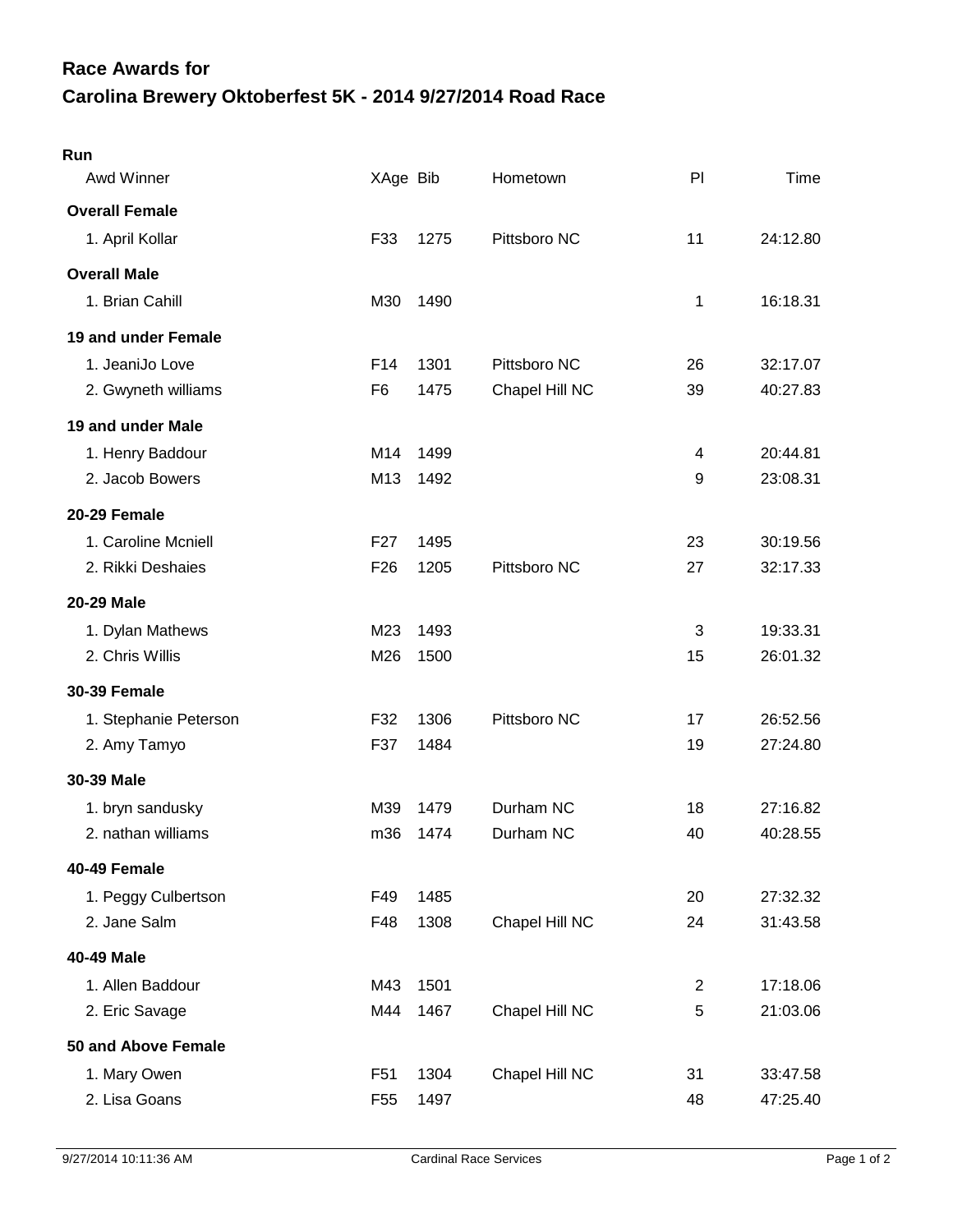# Race Awards for
# Carolina Brewery Oktoberfest 5K - 2014 9/27/2014 Road Race

**Run**

| Awd Winner | XAge | Bib | Hometown | Pl | Time |
|---|---|---|---|---|---|
| **Overall Female** | | | | | |
| 1. April Kollar | F33 | 1275 | Pittsboro NC | 11 | 24:12.80 |
| **Overall Male** | | | | | |
| 1. Brian Cahill | M30 | 1490 | | 1 | 16:18.31 |
| **19 and under Female** | | | | | |
| 1. JeaniJo Love | F14 | 1301 | Pittsboro NC | 26 | 32:17.07 |
| 2. Gwyneth williams | F6 | 1475 | Chapel Hill NC | 39 | 40:27.83 |
| **19 and under Male** | | | | | |
| 1. Henry Baddour | M14 | 1499 | | 4 | 20:44.81 |
| 2. Jacob Bowers | M13 | 1492 | | 9 | 23:08.31 |
| **20-29 Female** | | | | | |
| 1. Caroline Mcniell | F27 | 1495 | | 23 | 30:19.56 |
| 2. Rikki Deshaies | F26 | 1205 | Pittsboro NC | 27 | 32:17.33 |
| **20-29 Male** | | | | | |
| 1. Dylan Mathews | M23 | 1493 | | 3 | 19:33.31 |
| 2. Chris Willis | M26 | 1500 | | 15 | 26:01.32 |
| **30-39 Female** | | | | | |
| 1. Stephanie Peterson | F32 | 1306 | Pittsboro NC | 17 | 26:52.56 |
| 2. Amy Tamyo | F37 | 1484 | | 19 | 27:24.80 |
| **30-39 Male** | | | | | |
| 1. bryn sandusky | M39 | 1479 | Durham NC | 18 | 27:16.82 |
| 2. nathan williams | m36 | 1474 | Durham NC | 40 | 40:28.55 |
| **40-49 Female** | | | | | |
| 1. Peggy Culbertson | F49 | 1485 | | 20 | 27:32.32 |
| 2. Jane Salm | F48 | 1308 | Chapel Hill NC | 24 | 31:43.58 |
| **40-49 Male** | | | | | |
| 1. Allen Baddour | M43 | 1501 | | 2 | 17:18.06 |
| 2. Eric Savage | M44 | 1467 | Chapel Hill NC | 5 | 21:03.06 |
| **50 and Above Female** | | | | | |
| 1. Mary Owen | F51 | 1304 | Chapel Hill NC | 31 | 33:47.58 |
| 2. Lisa Goans | F55 | 1497 | | 48 | 47:25.40 |

9/27/2014 10:11:36 AM Cardinal Race Services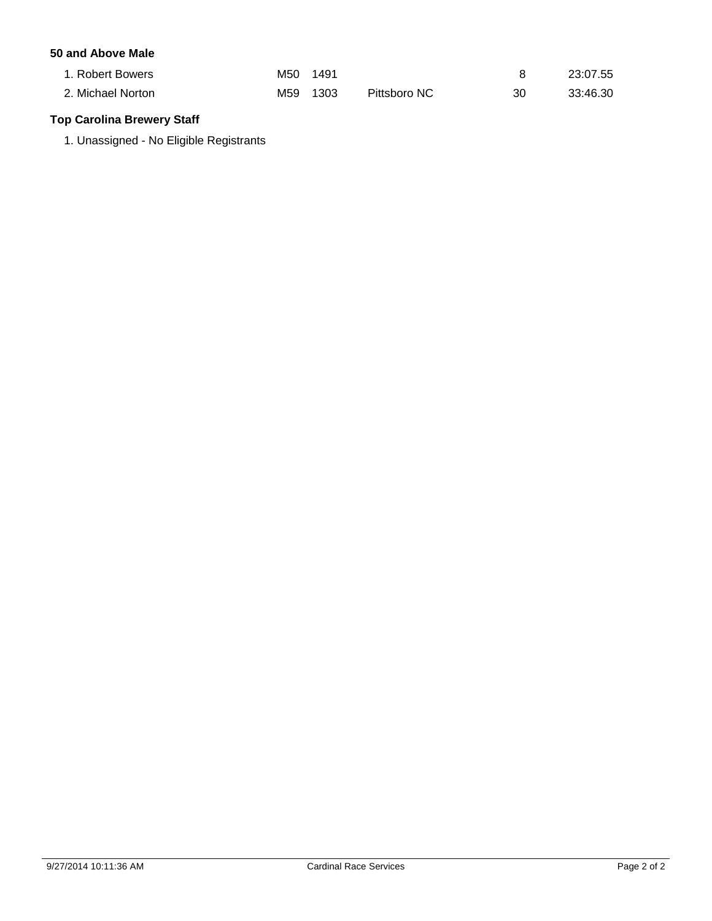### 50 and Above Male

| | | | | | |
|---|---|---|---|---|---|
| 1. Robert Bowers | M50 | 1491 | | 8 | 23:07.55 |
| 2. Michael Norton | M59 | 1303 | Pittsboro NC | 30 | 33:46.30 |

### Top Carolina Brewery Staff

1. Unassigned - No Eligible Registrants